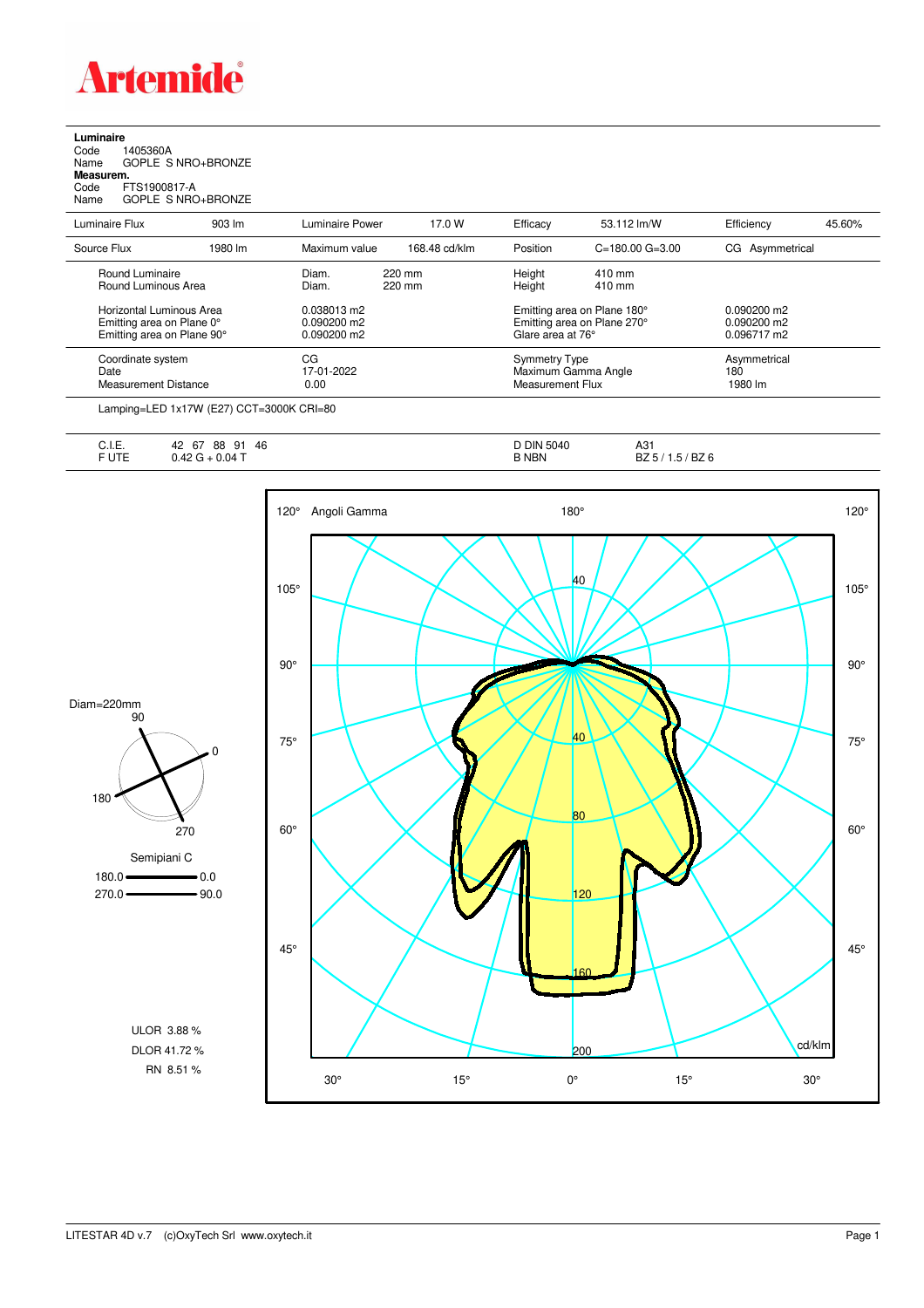# Artemide

**Luminaire**
Code 1405360A
Name GOPLE S NRO+BRONZE
**Measurem.**
Code FTS1900817-A
Name GOPLE S NRO+BRONZE

| Luminaire Flux | 903 lm | Luminaire Power | 17.0 W | Efficacy | 53.112 lm/W | Efficiency | 45.60% |
|---|---|---|---|---|---|---|---|
| Source Flux | 1980 lm | Maximum value | 168.48 cd/klm | Position | C=180.00 G=3.00 | CG Asymmetrical | |

| | | | |
|---|---|---|---|
| Round Luminaire | Diam. 220 mm | Height 410 mm | |
| Round Luminous Area | Diam. 220 mm | Height 410 mm | |
| Horizontal Luminous Area | 0.038013 m2 | Emitting area on Plane 180° | 0.090200 m2 |
| Emitting area on Plane 0° | 0.090200 m2 | Emitting area on Plane 270° | 0.090200 m2 |
| Emitting area on Plane 90° | 0.090200 m2 | Glare area at 76° | 0.096717 m2 |
| Coordinate system | CG | Symmetry Type | Asymmetrical |
| Date | 17-01-2022 | Maximum Gamma Angle | 180 |
| Measurement Distance | 0.00 | Measurement Flux | 1980 lm |

Lamping=LED 1x17W (E27) CCT=3000K CRI=80

| | | | |
|---|---|---|---|
| C.I.E. | 42 67 88 91 46 | D DIN 5040 | A31 |
| F UTE | 0.42 G + 0.04 T | B NBN | BZ 5 / 1.5 / BZ 6 |

Diam=220mm

Semipiani C
180.0 — 0.0
270.0 — 90.0

ULOR 3.88 %
DLOR 41.72 %
RN 8.51 %

Angoli Gamma — cd/klm

LITESTAR 4D v.7 (c)OxyTech Srl www.oxytech.it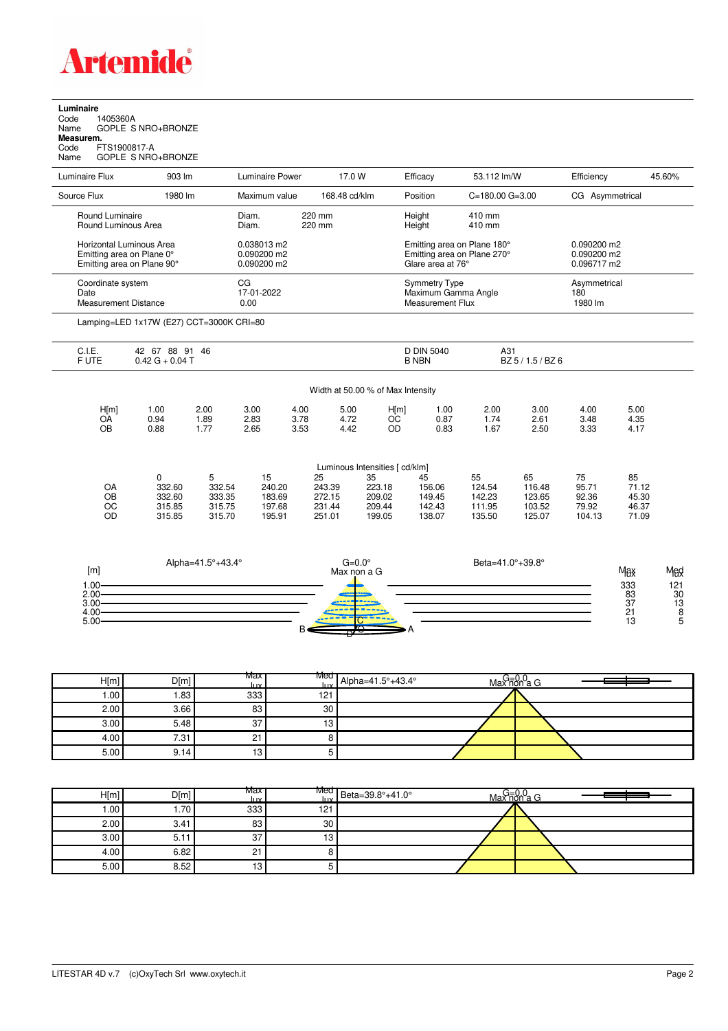Artemide

**Luminaire**
Code 1405360A
Name GOPLE S NRO+BRONZE
**Measurem.**
Code FTS1900817-A
Name GOPLE S NRO+BRONZE

| | | | | | | | |
|---|---|---|---|---|---|---|---|
| Luminaire Flux | 903 lm | Luminaire Power | 17.0 W | Efficacy | 53.112 lm/W | Efficiency | 45.60% |
| Source Flux | 1980 lm | Maximum value | 168.48 cd/klm | Position | C=180.00 G=3.00 | CG Asymmetrical | |

| | | | |
|---|---|---|---|
| Round Luminaire | Diam. 220 mm | Height | 410 mm |
| Round Luminous Area | Diam. 220 mm | Height | 410 mm |
| Horizontal Luminous Area | 0.038013 m2 | Emitting area on Plane 180° | 0.090200 m2 |
| Emitting area on Plane 0° | 0.090200 m2 | Emitting area on Plane 270° | 0.090200 m2 |
| Emitting area on Plane 90° | 0.090200 m2 | Glare area at 76° | 0.096717 m2 |
| Coordinate system | CG | Symmetry Type | Asymmetrical |
| Date | 17-01-2022 | Maximum Gamma Angle | 180 |
| Measurement Distance | 0.00 | Measurement Flux | 1980 lm |

Lamping=LED 1x17W (E27) CCT=3000K CRI=80

| | | | |
|---|---|---|---|
| C.I.E. | 42 67 88 91 46 | D DIN 5040 | A31 |
| F UTE | 0.42 G + 0.04 T | B NBN | BZ 5 / 1.5 / BZ 6 |

Width at 50.00 % of Max Intensity

| H[m] | 1.00 | 2.00 | 3.00 | 4.00 | 5.00 | H[m] | 1.00 | 2.00 | 3.00 | 4.00 | 5.00 |
|---|---|---|---|---|---|---|---|---|---|---|---|
| OA | 0.94 | 1.89 | 2.83 | 3.78 | 4.72 | OC | 0.87 | 1.74 | 2.61 | 3.48 | 4.35 |
| OB | 0.88 | 1.77 | 2.65 | 3.53 | 4.42 | OD | 0.83 | 1.67 | 2.50 | 3.33 | 4.17 |

Luminous Intensities [ cd/klm]

| | 0 | 5 | 15 | 25 | 35 | 45 | 55 | 65 | 75 | 85 |
|---|---|---|---|---|---|---|---|---|---|---|
| OA | 332.60 | 332.54 | 240.20 | 243.39 | 223.18 | 156.06 | 124.54 | 116.48 | 95.71 | 71.12 |
| OB | 332.60 | 333.35 | 183.69 | 272.15 | 209.02 | 149.45 | 142.23 | 123.65 | 92.36 | 45.30 |
| OC | 315.85 | 315.75 | 197.68 | 231.44 | 209.44 | 142.43 | 111.95 | 103.52 | 79.92 | 46.37 |
| OD | 315.85 | 315.70 | 195.91 | 251.01 | 199.05 | 138.07 | 135.50 | 125.07 | 104.13 | 71.09 |

[m]
Alpha=41.5°+43.4°
G=0.0°
Max non a G
Beta=41.0°+39.8°
1.00
2.00
3.00
4.00
5.00
B C D O A

| Max lux | Med lux |
|---|---|
| 333 | 121 |
| 83 | 30 |
| 37 | 13 |
| 21 | 8 |
| 13 | 5 |

| H[m] | D[m] | Max lux | Med lux | Alpha=41.5°+43.4° |
|---|---|---|---|---|
| 1.00 | 1.83 | 333 | 121 | |
| 2.00 | 3.66 | 83 | 30 | |
| 3.00 | 5.48 | 37 | 13 | |
| 4.00 | 7.31 | 21 | 8 | |
| 5.00 | 9.14 | 13 | 5 | |

G=0.0
Max non a G

| H[m] | D[m] | Max lux | Med lux | Beta=39.8°+41.0° |
|---|---|---|---|---|
| 1.00 | 1.70 | 333 | 121 | |
| 2.00 | 3.41 | 83 | 30 | |
| 3.00 | 5.11 | 37 | 13 | |
| 4.00 | 6.82 | 21 | 8 | |
| 5.00 | 8.52 | 13 | 5 | |

G=0.0
Max non a G

LITESTAR 4D v.7 (c)OxyTech Srl www.oxytech.it